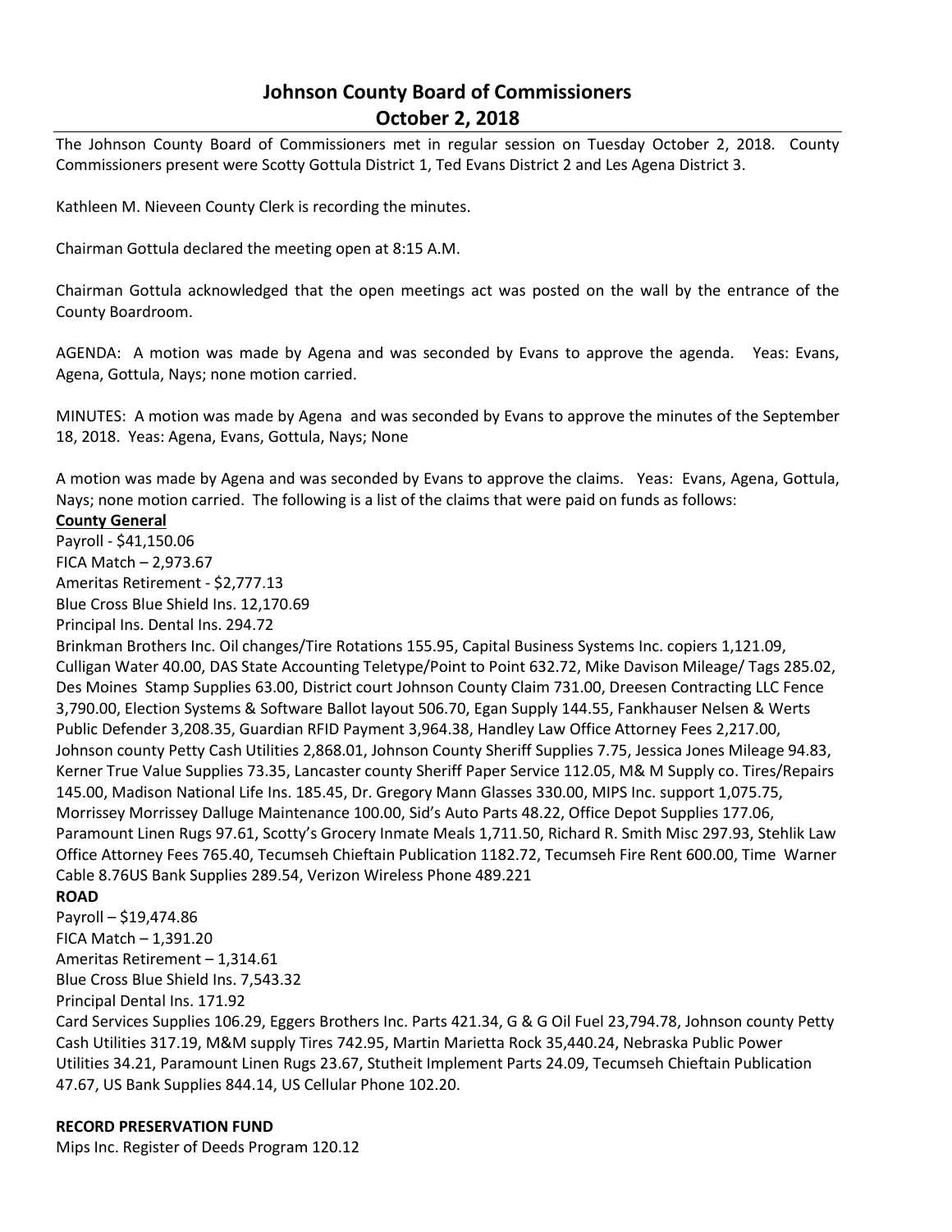# Johnson County Board of Commissioners
## October 2, 2018

The Johnson County Board of Commissioners met in regular session on Tuesday October 2, 2018. County Commissioners present were Scotty Gottula District 1, Ted Evans District 2 and Les Agena District 3.

Kathleen M. Nieveen County Clerk is recording the minutes.

Chairman Gottula declared the meeting open at 8:15 A.M.

Chairman Gottula acknowledged that the open meetings act was posted on the wall by the entrance of the County Boardroom.

AGENDA: A motion was made by Agena and was seconded by Evans to approve the agenda. Yeas: Evans, Agena, Gottula, Nays; none motion carried.

MINUTES: A motion was made by Agena and was seconded by Evans to approve the minutes of the September 18, 2018. Yeas: Agena, Evans, Gottula, Nays; None

A motion was made by Agena and was seconded by Evans to approve the claims. Yeas: Evans, Agena, Gottula, Nays; none motion carried. The following is a list of the claims that were paid on funds as follows:

**County General**

Payroll - $41,150.06
FICA Match – 2,973.67
Ameritas Retirement - $2,777.13
Blue Cross Blue Shield Ins. 12,170.69
Principal Ins. Dental Ins. 294.72
Brinkman Brothers Inc. Oil changes/Tire Rotations 155.95, Capital Business Systems Inc. copiers 1,121.09, Culligan Water 40.00, DAS State Accounting Teletype/Point to Point 632.72, Mike Davison Mileage/ Tags 285.02, Des Moines Stamp Supplies 63.00, District court Johnson County Claim 731.00, Dreesen Contracting LLC Fence 3,790.00, Election Systems & Software Ballot layout 506.70, Egan Supply 144.55, Fankhauser Nelsen & Werts Public Defender 3,208.35, Guardian RFID Payment 3,964.38, Handley Law Office Attorney Fees 2,217.00, Johnson county Petty Cash Utilities 2,868.01, Johnson County Sheriff Supplies 7.75, Jessica Jones Mileage 94.83, Kerner True Value Supplies 73.35, Lancaster county Sheriff Paper Service 112.05, M& M Supply co. Tires/Repairs 145.00, Madison National Life Ins. 185.45, Dr. Gregory Mann Glasses 330.00, MIPS Inc. support 1,075.75, Morrissey Morrissey Dalluge Maintenance 100.00, Sid's Auto Parts 48.22, Office Depot Supplies 177.06, Paramount Linen Rugs 97.61, Scotty's Grocery Inmate Meals 1,711.50, Richard R. Smith Misc 297.93, Stehlik Law Office Attorney Fees 765.40, Tecumseh Chieftain Publication 1182.72, Tecumseh Fire Rent 600.00, Time Warner Cable 8.76US Bank Supplies 289.54, Verizon Wireless Phone 489.221

**ROAD**

Payroll – $19,474.86
FICA Match – 1,391.20
Ameritas Retirement – 1,314.61
Blue Cross Blue Shield Ins. 7,543.32
Principal Dental Ins. 171.92
Card Services Supplies 106.29, Eggers Brothers Inc. Parts 421.34, G & G Oil Fuel 23,794.78, Johnson county Petty Cash Utilities 317.19, M&M supply Tires 742.95, Martin Marietta Rock 35,440.24, Nebraska Public Power Utilities 34.21, Paramount Linen Rugs 23.67, Stutheit Implement Parts 24.09, Tecumseh Chieftain Publication 47.67, US Bank Supplies 844.14, US Cellular Phone 102.20.

**RECORD PRESERVATION FUND**

Mips Inc. Register of Deeds Program 120.12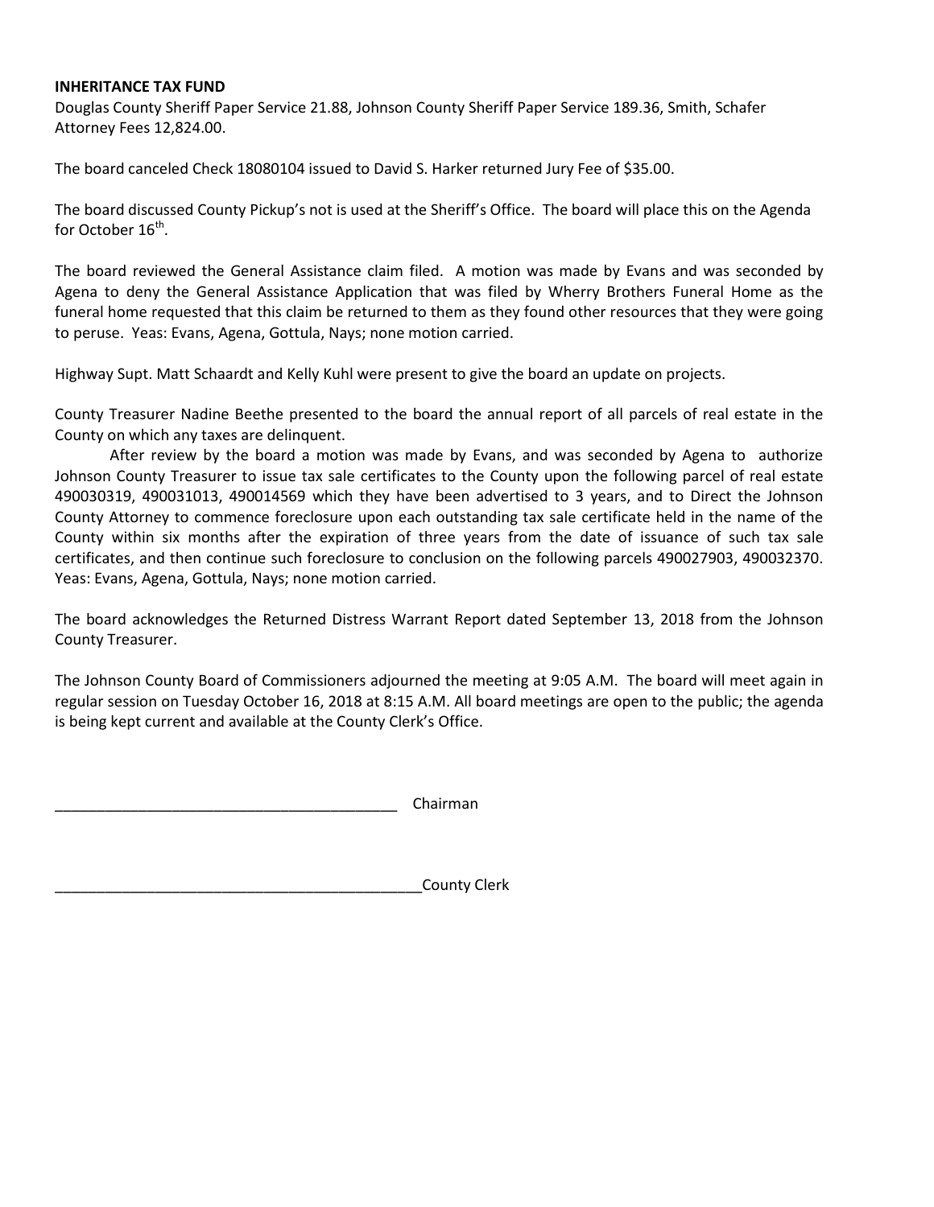**INHERITANCE TAX FUND**

Douglas County Sheriff Paper Service 21.88, Johnson County Sheriff Paper Service 189.36, Smith, Schafer Attorney Fees 12,824.00.

The board canceled Check 18080104 issued to David S. Harker returned Jury Fee of $35.00.

The board discussed County Pickup's not is used at the Sheriff's Office. The board will place this on the Agenda for October 16th.

The board reviewed the General Assistance claim filed. A motion was made by Evans and was seconded by Agena to deny the General Assistance Application that was filed by Wherry Brothers Funeral Home as the funeral home requested that this claim be returned to them as they found other resources that they were going to peruse. Yeas: Evans, Agena, Gottula, Nays; none motion carried.

Highway Supt. Matt Schaardt and Kelly Kuhl were present to give the board an update on projects.

County Treasurer Nadine Beethe presented to the board the annual report of all parcels of real estate in the County on which any taxes are delinquent.

After review by the board a motion was made by Evans, and was seconded by Agena to authorize Johnson County Treasurer to issue tax sale certificates to the County upon the following parcel of real estate 490030319, 490031013, 490014569 which they have been advertised to 3 years, and to Direct the Johnson County Attorney to commence foreclosure upon each outstanding tax sale certificate held in the name of the County within six months after the expiration of three years from the date of issuance of such tax sale certificates, and then continue such foreclosure to conclusion on the following parcels 490027903, 490032370. Yeas: Evans, Agena, Gottula, Nays; none motion carried.

The board acknowledges the Returned Distress Warrant Report dated September 13, 2018 from the Johnson County Treasurer.

The Johnson County Board of Commissioners adjourned the meeting at 9:05 A.M. The board will meet again in regular session on Tuesday October 16, 2018 at 8:15 A.M. All board meetings are open to the public; the agenda is being kept current and available at the County Clerk's Office.

\_\_\_\_\_\_\_\_\_\_\_\_\_\_\_\_\_\_\_\_\_\_\_\_\_\_\_\_\_\_\_\_\_\_\_\_\_\_\_\_\_\_ Chairman

\_\_\_\_\_\_\_\_\_\_\_\_\_\_\_\_\_\_\_\_\_\_\_\_\_\_\_\_\_\_\_\_\_\_\_\_\_\_\_\_\_\_\_\_\_County Clerk